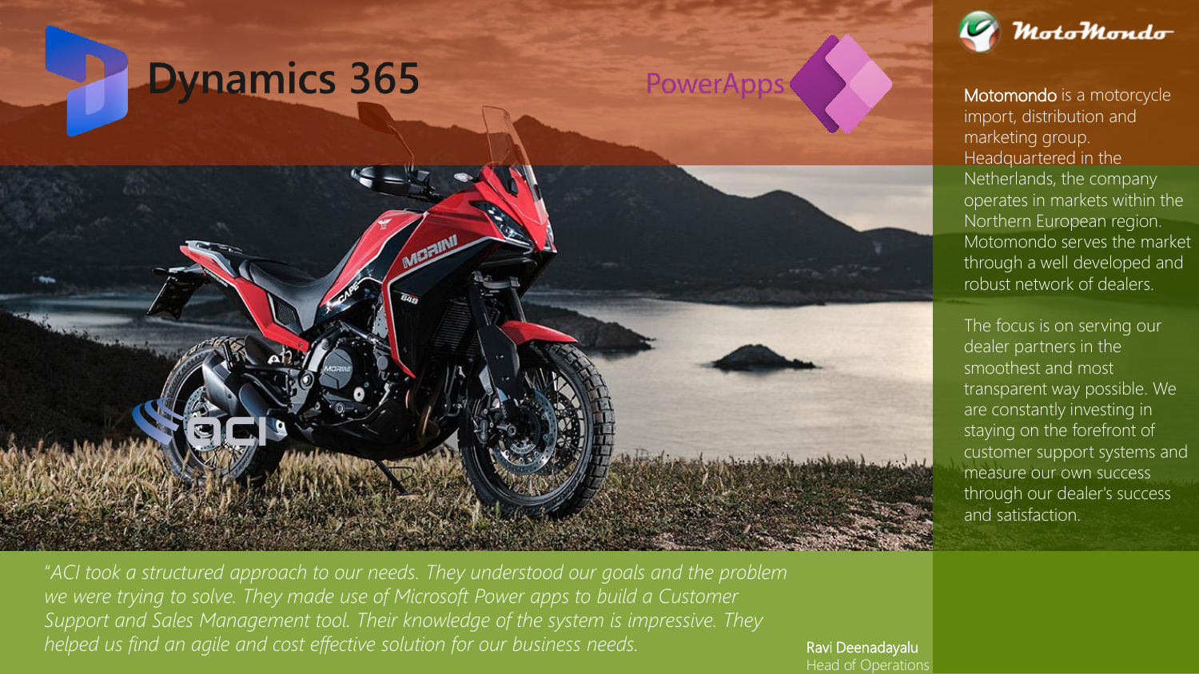Dynamics 365

PowerApps

MotoMondo

**Motomondo** is a motorcycle import, distribution and marketing group. Headquartered in the Netherlands, the company operates in markets within the Northern European region. Motomondo serves the market through a well developed and robust network of dealers.

The focus is on serving our dealer partners in the smoothest and most transparent way possible. We are constantly investing in staying on the forefront of customer support systems and measure our own success through our dealer's success and satisfaction.

*"ACI took a structured approach to our needs. They understood our goals and the problem we were trying to solve. They made use of Microsoft Power apps to build a Customer Support and Sales Management tool. Their knowledge of the system is impressive. They helped us find an agile and cost effective solution for our business needs.*

Ravi Deenadayalu
Head of Operations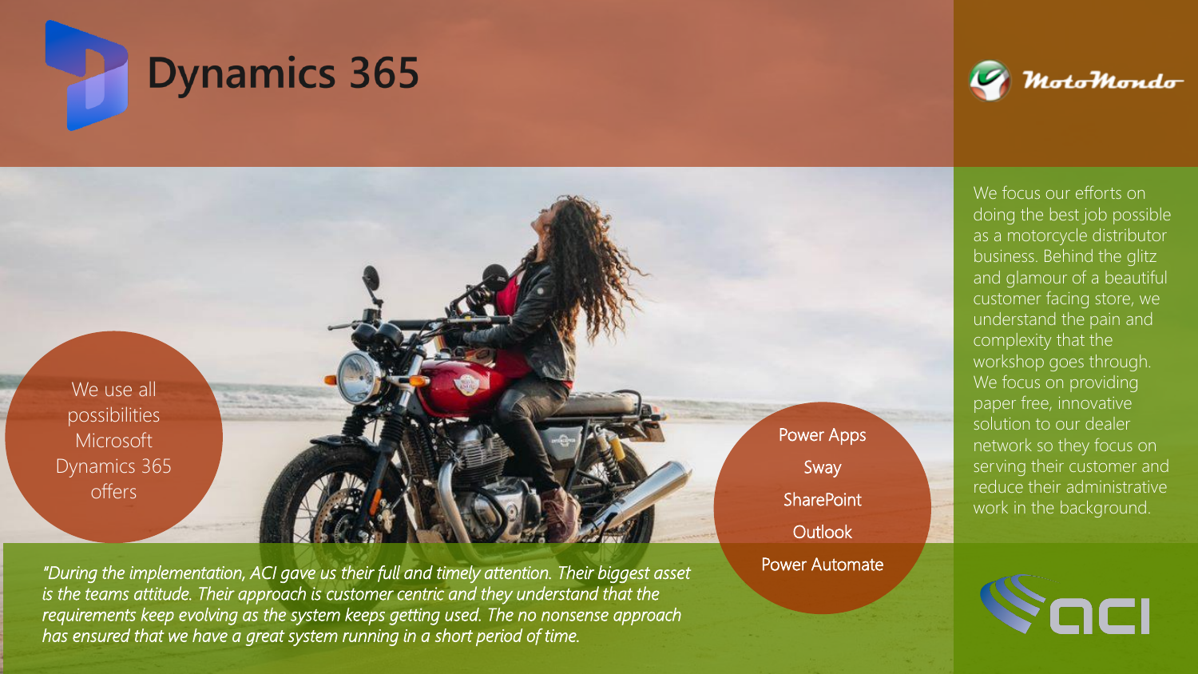# Dynamics 365

MotoMondo

We focus our efforts on doing the best job possible as a motorcycle distributor business. Behind the glitz and glamour of a beautiful customer facing store, we understand the pain and complexity that the workshop goes through. We focus on providing paper free, innovative solution to our dealer network so they focus on serving their customer and reduce their administrative work in the background.

We use all possibilities Microsoft Dynamics 365 offers

- Power Apps
- Sway
- SharePoint
- Outlook
- Power Automate

*"During the implementation, ACI gave us their full and timely attention. Their biggest asset is the teams attitude. Their approach is customer centric and they understand that the requirements keep evolving as the system keeps getting used. The no nonsense approach has ensured that we have a great system running in a short period of time.*

aci